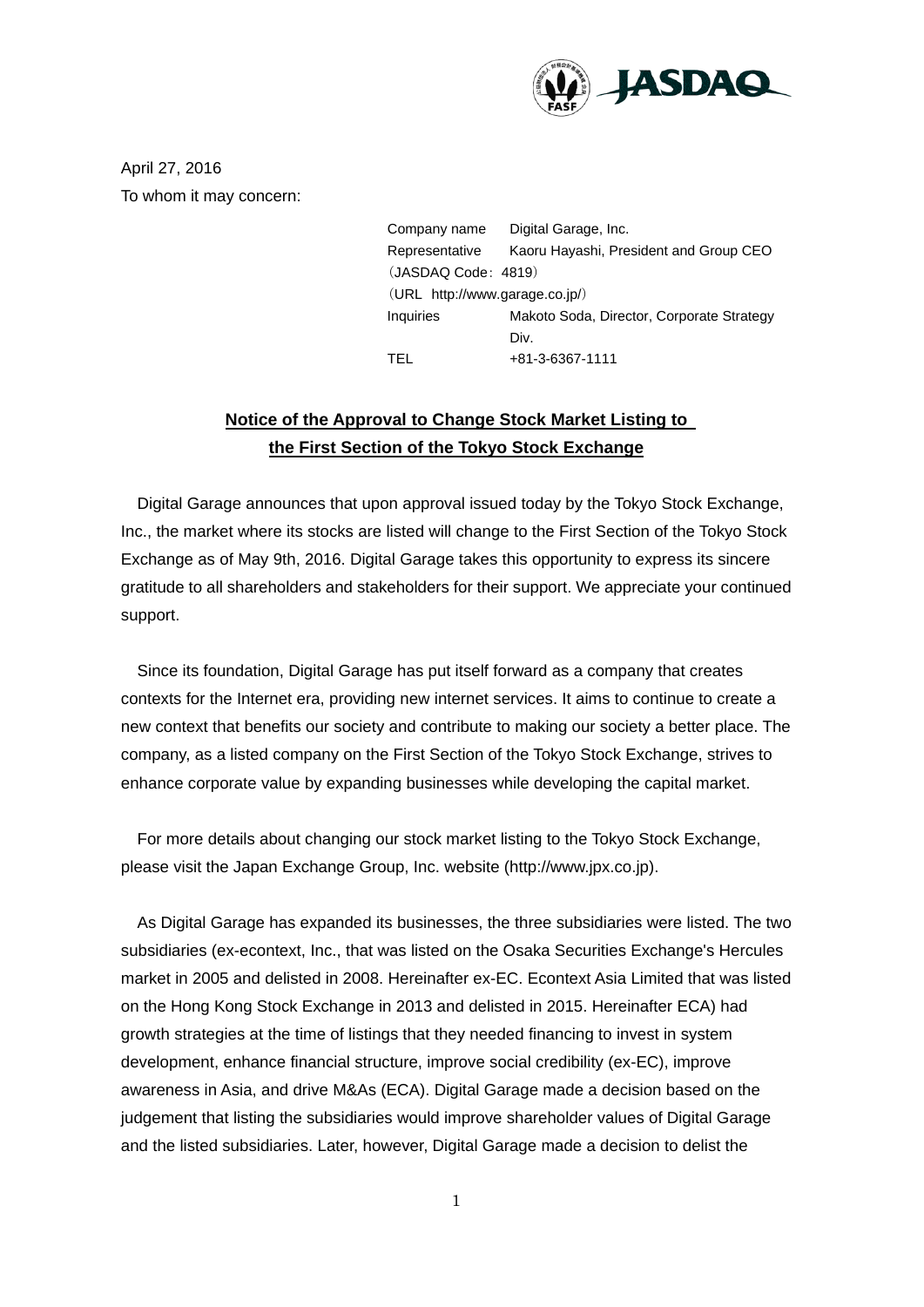April 27, 2016

To whom it may concern:

| | |
|---|---|
| Company name | Digital Garage, Inc. |
| Representative | Kaoru Hayashi, President and Group CEO |
| （JASDAQ Code：4819） | |
| （URL http://www.garage.co.jp/） | |
| Inquiries | Makoto Soda, Director, Corporate Strategy Div. |
| TEL | +81-3-6367-1111 |

## Notice of the Approval to Change Stock Market Listing to the First Section of the Tokyo Stock Exchange

Digital Garage announces that upon approval issued today by the Tokyo Stock Exchange, Inc., the market where its stocks are listed will change to the First Section of the Tokyo Stock Exchange as of May 9th, 2016. Digital Garage takes this opportunity to express its sincere gratitude to all shareholders and stakeholders for their support. We appreciate your continued support.

Since its foundation, Digital Garage has put itself forward as a company that creates contexts for the Internet era, providing new internet services. It aims to continue to create a new context that benefits our society and contribute to making our society a better place. The company, as a listed company on the First Section of the Tokyo Stock Exchange, strives to enhance corporate value by expanding businesses while developing the capital market.

For more details about changing our stock market listing to the Tokyo Stock Exchange, please visit the Japan Exchange Group, Inc. website (http://www.jpx.co.jp).

As Digital Garage has expanded its businesses, the three subsidiaries were listed. The two subsidiaries (ex-econtext, Inc., that was listed on the Osaka Securities Exchange's Hercules market in 2005 and delisted in 2008. Hereinafter ex-EC. Econtext Asia Limited that was listed on the Hong Kong Stock Exchange in 2013 and delisted in 2015. Hereinafter ECA) had growth strategies at the time of listings that they needed financing to invest in system development, enhance financial structure, improve social credibility (ex-EC), improve awareness in Asia, and drive M&As (ECA). Digital Garage made a decision based on the judgement that listing the subsidiaries would improve shareholder values of Digital Garage and the listed subsidiaries. Later, however, Digital Garage made a decision to delist the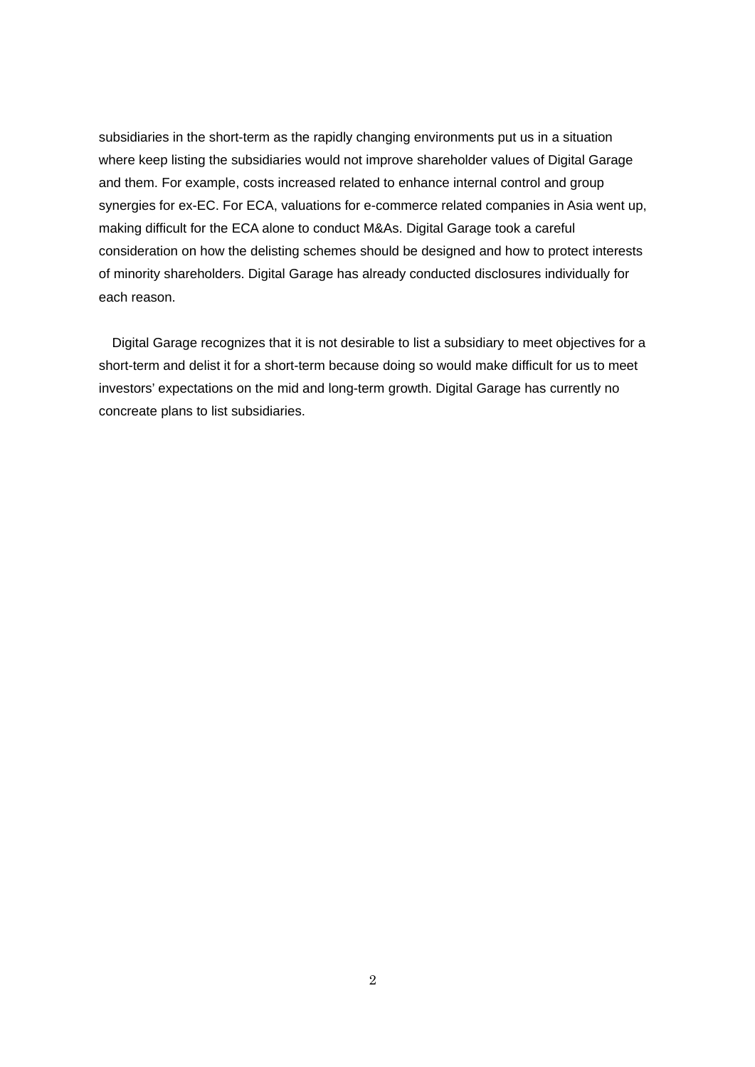subsidiaries in the short-term as the rapidly changing environments put us in a situation where keep listing the subsidiaries would not improve shareholder values of Digital Garage and them. For example, costs increased related to enhance internal control and group synergies for ex-EC. For ECA, valuations for e-commerce related companies in Asia went up, making difficult for the ECA alone to conduct M&As. Digital Garage took a careful consideration on how the delisting schemes should be designed and how to protect interests of minority shareholders. Digital Garage has already conducted disclosures individually for each reason.

Digital Garage recognizes that it is not desirable to list a subsidiary to meet objectives for a short-term and delist it for a short-term because doing so would make difficult for us to meet investors' expectations on the mid and long-term growth. Digital Garage has currently no concreate plans to list subsidiaries.